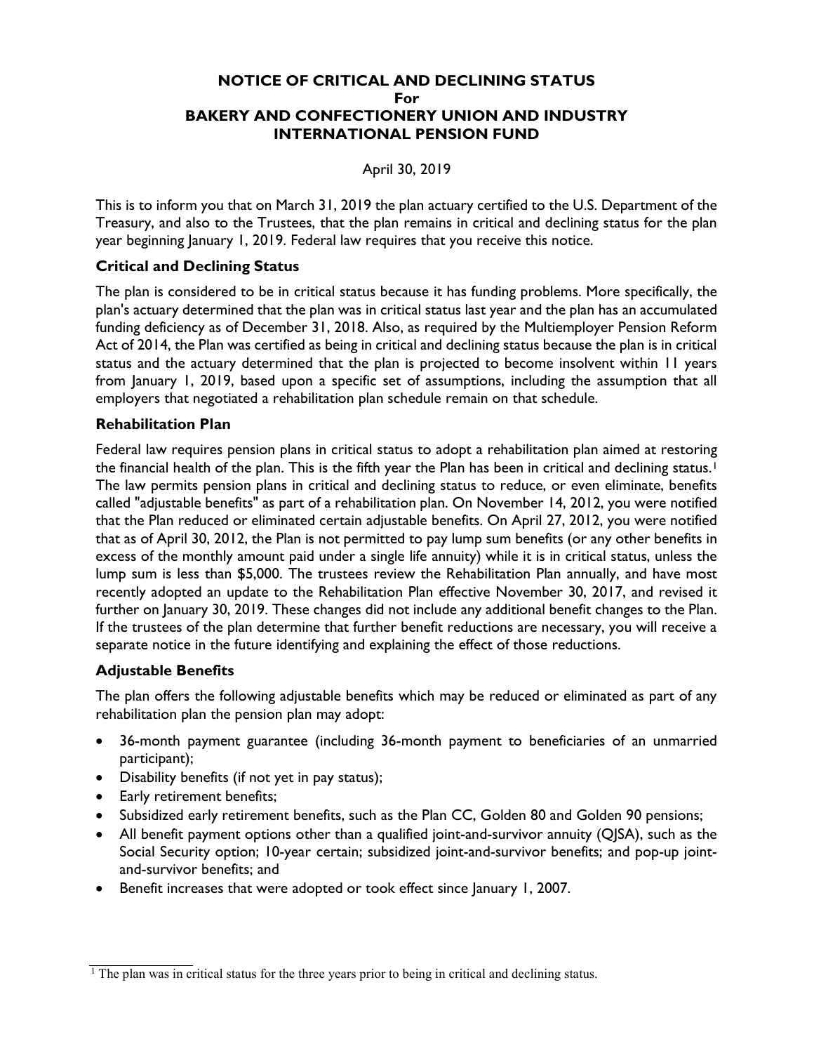# NOTICE OF CRITICAL AND DECLINING STATUS
**For**
# BAKERY AND CONFECTIONERY UNION AND INDUSTRY INTERNATIONAL PENSION FUND

April 30, 2019

This is to inform you that on March 31, 2019 the plan actuary certified to the U.S. Department of the Treasury, and also to the Trustees, that the plan remains in critical and declining status for the plan year beginning January 1, 2019. Federal law requires that you receive this notice.

## Critical and Declining Status

The plan is considered to be in critical status because it has funding problems. More specifically, the plan's actuary determined that the plan was in critical status last year and the plan has an accumulated funding deficiency as of December 31, 2018. Also, as required by the Multiemployer Pension Reform Act of 2014, the Plan was certified as being in critical and declining status because the plan is in critical status and the actuary determined that the plan is projected to become insolvent within 11 years from January 1, 2019, based upon a specific set of assumptions, including the assumption that all employers that negotiated a rehabilitation plan schedule remain on that schedule.

## Rehabilitation Plan

Federal law requires pension plans in critical status to adopt a rehabilitation plan aimed at restoring the financial health of the plan. This is the fifth year the Plan has been in critical and declining status.[1] The law permits pension plans in critical and declining status to reduce, or even eliminate, benefits called "adjustable benefits" as part of a rehabilitation plan. On November 14, 2012, you were notified that the Plan reduced or eliminated certain adjustable benefits. On April 27, 2012, you were notified that as of April 30, 2012, the Plan is not permitted to pay lump sum benefits (or any other benefits in excess of the monthly amount paid under a single life annuity) while it is in critical status, unless the lump sum is less than $5,000. The trustees review the Rehabilitation Plan annually, and have most recently adopted an update to the Rehabilitation Plan effective November 30, 2017, and revised it further on January 30, 2019. These changes did not include any additional benefit changes to the Plan. If the trustees of the plan determine that further benefit reductions are necessary, you will receive a separate notice in the future identifying and explaining the effect of those reductions.

## Adjustable Benefits

The plan offers the following adjustable benefits which may be reduced or eliminated as part of any rehabilitation plan the pension plan may adopt:

- 36-month payment guarantee (including 36-month payment to beneficiaries of an unmarried participant);
- Disability benefits (if not yet in pay status);
- Early retirement benefits;
- Subsidized early retirement benefits, such as the Plan CC, Golden 80 and Golden 90 pensions;
- All benefit payment options other than a qualified joint-and-survivor annuity (QJSA), such as the Social Security option; 10-year certain; subsidized joint-and-survivor benefits; and pop-up joint-and-survivor benefits; and
- Benefit increases that were adopted or took effect since January 1, 2007.

---

[1] The plan was in critical status for the three years prior to being in critical and declining status.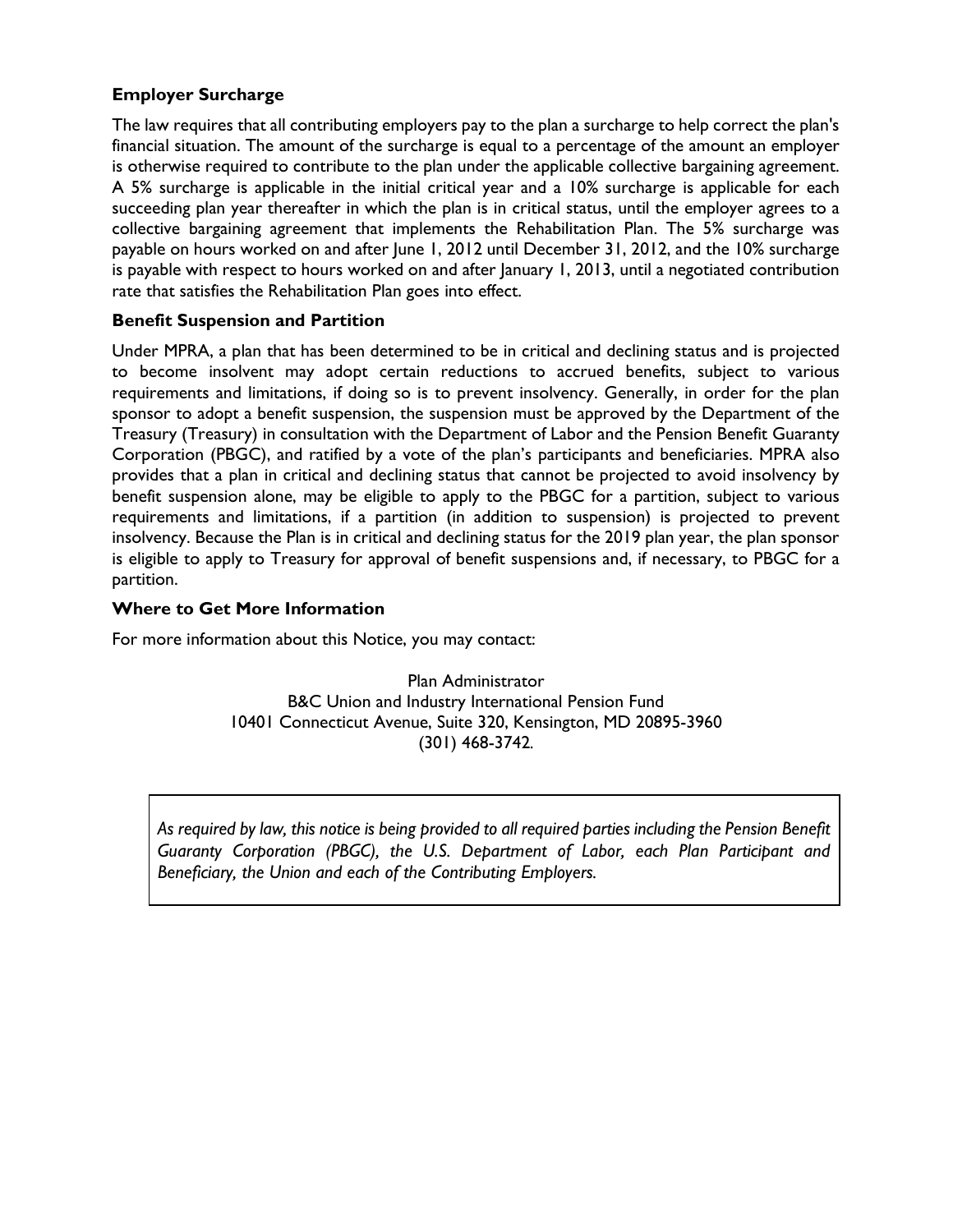### Employer Surcharge

The law requires that all contributing employers pay to the plan a surcharge to help correct the plan's financial situation. The amount of the surcharge is equal to a percentage of the amount an employer is otherwise required to contribute to the plan under the applicable collective bargaining agreement. A 5% surcharge is applicable in the initial critical year and a 10% surcharge is applicable for each succeeding plan year thereafter in which the plan is in critical status, until the employer agrees to a collective bargaining agreement that implements the Rehabilitation Plan. The 5% surcharge was payable on hours worked on and after June 1, 2012 until December 31, 2012, and the 10% surcharge is payable with respect to hours worked on and after January 1, 2013, until a negotiated contribution rate that satisfies the Rehabilitation Plan goes into effect.

### Benefit Suspension and Partition

Under MPRA, a plan that has been determined to be in critical and declining status and is projected to become insolvent may adopt certain reductions to accrued benefits, subject to various requirements and limitations, if doing so is to prevent insolvency. Generally, in order for the plan sponsor to adopt a benefit suspension, the suspension must be approved by the Department of the Treasury (Treasury) in consultation with the Department of Labor and the Pension Benefit Guaranty Corporation (PBGC), and ratified by a vote of the plan's participants and beneficiaries. MPRA also provides that a plan in critical and declining status that cannot be projected to avoid insolvency by benefit suspension alone, may be eligible to apply to the PBGC for a partition, subject to various requirements and limitations, if a partition (in addition to suspension) is projected to prevent insolvency. Because the Plan is in critical and declining status for the 2019 plan year, the plan sponsor is eligible to apply to Treasury for approval of benefit suspensions and, if necessary, to PBGC for a partition.

### Where to Get More Information

For more information about this Notice, you may contact:

Plan Administrator
B&C Union and Industry International Pension Fund
10401 Connecticut Avenue, Suite 320, Kensington, MD 20895-3960
(301) 468-3742.

*As required by law, this notice is being provided to all required parties including the Pension Benefit Guaranty Corporation (PBGC), the U.S. Department of Labor, each Plan Participant and Beneficiary, the Union and each of the Contributing Employers.*